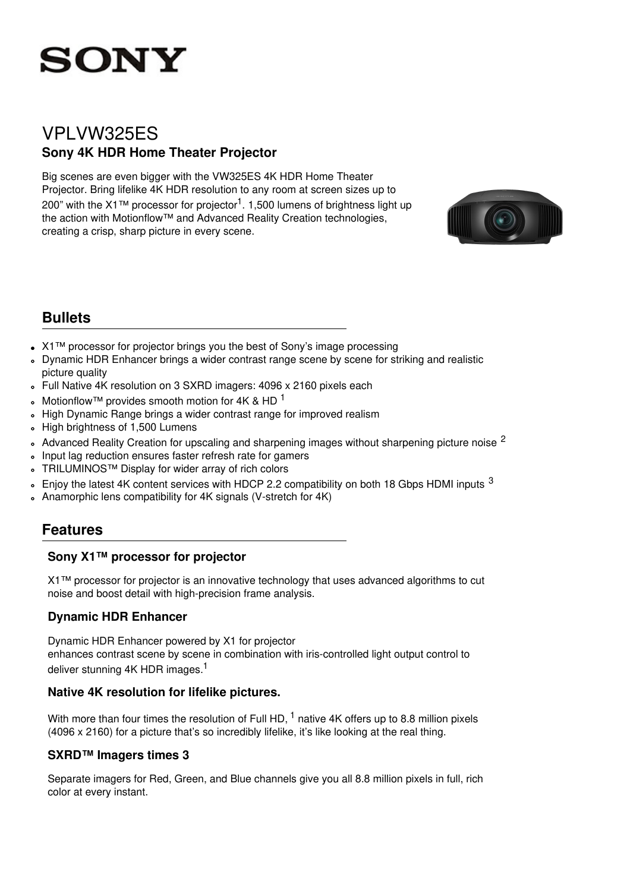SONY

# VPLVW325ES

## Sony 4K HDR Home Theater Projector

Big scenes are even bigger with the VW325ES 4K HDR Home Theater Projector. Bring lifelike 4K HDR resolution to any room at screen sizes up to 200” with the X1™ processor for projector[1]. 1,500 lumens of brightness light up the action with Motionflow™ and Advanced Reality Creation technologies, creating a crisp, sharp picture in every scene.

## Bullets

- X1™ processor for projector brings you the best of Sony’s image processing
- Dynamic HDR Enhancer brings a wider contrast range scene by scene for striking and realistic picture quality
- Full Native 4K resolution on 3 SXRD imagers: 4096 x 2160 pixels each
- Motionflow™ provides smooth motion for 4K & HD [1]
- High Dynamic Range brings a wider contrast range for improved realism
- High brightness of 1,500 Lumens
- Advanced Reality Creation for upscaling and sharpening images without sharpening picture noise [2]
- Input lag reduction ensures faster refresh rate for gamers
- TRILUMINOS™ Display for wider array of rich colors
- Enjoy the latest 4K content services with HDCP 2.2 compatibility on both 18 Gbps HDMI inputs [3]
- Anamorphic lens compatibility for 4K signals (V-stretch for 4K)

## Features

### Sony X1™ processor for projector

X1™ processor for projector is an innovative technology that uses advanced algorithms to cut noise and boost detail with high-precision frame analysis.

### Dynamic HDR Enhancer

Dynamic HDR Enhancer powered by X1 for projector
enhances contrast scene by scene in combination with iris-controlled light output control to deliver stunning 4K HDR images.[1]

### Native 4K resolution for lifelike pictures.

With more than four times the resolution of Full HD, [1] native 4K offers up to 8.8 million pixels (4096 x 2160) for a picture that’s so incredibly lifelike, it’s like looking at the real thing.

### SXRD™ Imagers times 3

Separate imagers for Red, Green, and Blue channels give you all 8.8 million pixels in full, rich color at every instant.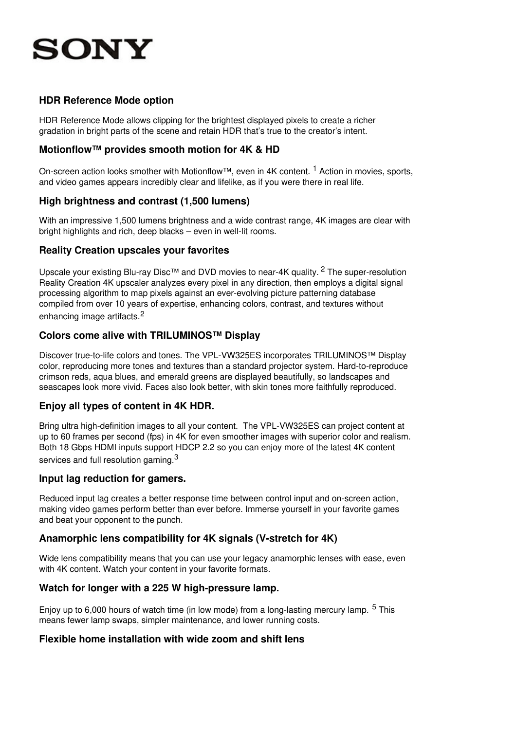SONY

### HDR Reference Mode option

HDR Reference Mode allows clipping for the brightest displayed pixels to create a richer gradation in bright parts of the scene and retain HDR that's true to the creator's intent.

### Motionflow™ provides smooth motion for 4K & HD

On-screen action looks smother with Motionflow™, even in 4K content. [1] Action in movies, sports, and video games appears incredibly clear and lifelike, as if you were there in real life.

### High brightness and contrast (1,500 lumens)

With an impressive 1,500 lumens brightness and a wide contrast range, 4K images are clear with bright highlights and rich, deep blacks – even in well-lit rooms.

### Reality Creation upscales your favorites

Upscale your existing Blu-ray Disc™ and DVD movies to near-4K quality. [2] The super-resolution Reality Creation 4K upscaler analyzes every pixel in any direction, then employs a digital signal processing algorithm to map pixels against an ever-evolving picture patterning database compiled from over 10 years of expertise, enhancing colors, contrast, and textures without enhancing image artifacts.[2]

### Colors come alive with TRILUMINOS™ Display

Discover true-to-life colors and tones. The VPL-VW325ES incorporates TRILUMINOS™ Display color, reproducing more tones and textures than a standard projector system. Hard-to-reproduce crimson reds, aqua blues, and emerald greens are displayed beautifully, so landscapes and seascapes look more vivid. Faces also look better, with skin tones more faithfully reproduced.

### Enjoy all types of content in 4K HDR.

Bring ultra high-definition images to all your content. The VPL-VW325ES can project content at up to 60 frames per second (fps) in 4K for even smoother images with superior color and realism. Both 18 Gbps HDMI inputs support HDCP 2.2 so you can enjoy more of the latest 4K content services and full resolution gaming.[3]

### Input lag reduction for gamers.

Reduced input lag creates a better response time between control input and on-screen action, making video games perform better than ever before. Immerse yourself in your favorite games and beat your opponent to the punch.

### Anamorphic lens compatibility for 4K signals (V-stretch for 4K)

Wide lens compatibility means that you can use your legacy anamorphic lenses with ease, even with 4K content. Watch your content in your favorite formats.

### Watch for longer with a 225 W high-pressure lamp.

Enjoy up to 6,000 hours of watch time (in low mode) from a long-lasting mercury lamp. [5] This means fewer lamp swaps, simpler maintenance, and lower running costs.

### Flexible home installation with wide zoom and shift lens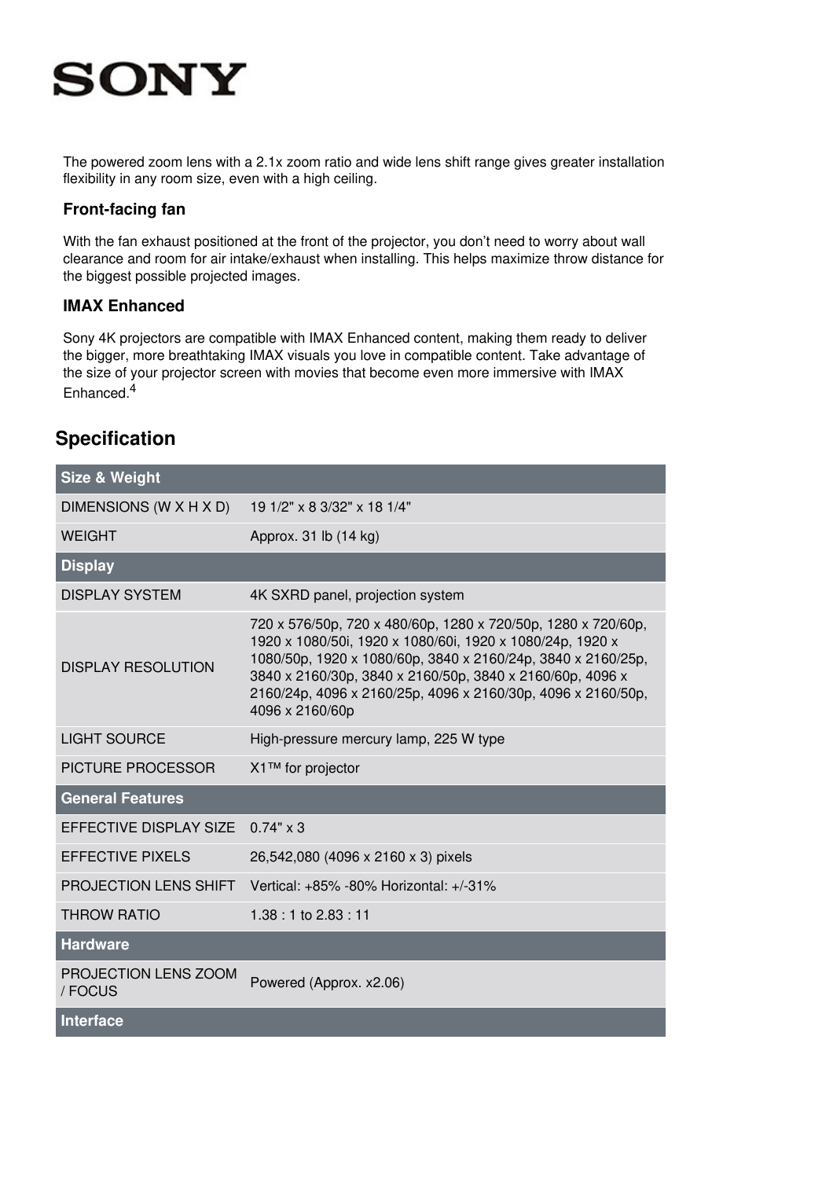The powered zoom lens with a 2.1x zoom ratio and wide lens shift range gives greater installation flexibility in any room size, even with a high ceiling.

### Front-facing fan

With the fan exhaust positioned at the front of the projector, you don't need to worry about wall clearance and room for air intake/exhaust when installing. This helps maximize throw distance for the biggest possible projected images.

### IMAX Enhanced

Sony 4K projectors are compatible with IMAX Enhanced content, making them ready to deliver the bigger, more breathtaking IMAX visuals you love in compatible content. Take advantage of the size of your projector screen with movies that become even more immersive with IMAX Enhanced.[4]

## Specification

| Size & Weight | |
|---|---|
| DIMENSIONS (W X H X D) | 19 1/2" x 8 3/32" x 18 1/4" |
| WEIGHT | Approx. 31 lb (14 kg) |
| **Display** | |
| DISPLAY SYSTEM | 4K SXRD panel, projection system |
| DISPLAY RESOLUTION | 720 x 576/50p, 720 x 480/60p, 1280 x 720/50p, 1280 x 720/60p, 1920 x 1080/50i, 1920 x 1080/60i, 1920 x 1080/24p, 1920 x 1080/50p, 1920 x 1080/60p, 3840 x 2160/24p, 3840 x 2160/25p, 3840 x 2160/30p, 3840 x 2160/50p, 3840 x 2160/60p, 4096 x 2160/24p, 4096 x 2160/25p, 4096 x 2160/30p, 4096 x 2160/50p, 4096 x 2160/60p |
| LIGHT SOURCE | High-pressure mercury lamp, 225 W type |
| PICTURE PROCESSOR | X1™ for projector |
| **General Features** | |
| EFFECTIVE DISPLAY SIZE | 0.74" x 3 |
| EFFECTIVE PIXELS | 26,542,080 (4096 x 2160 x 3) pixels |
| PROJECTION LENS SHIFT | Vertical: +85% -80% Horizontal: +/-31% |
| THROW RATIO | 1.38 : 1 to 2.83 : 11 |
| **Hardware** | |
| PROJECTION LENS ZOOM / FOCUS | Powered (Approx. x2.06) |
| **Interface** | |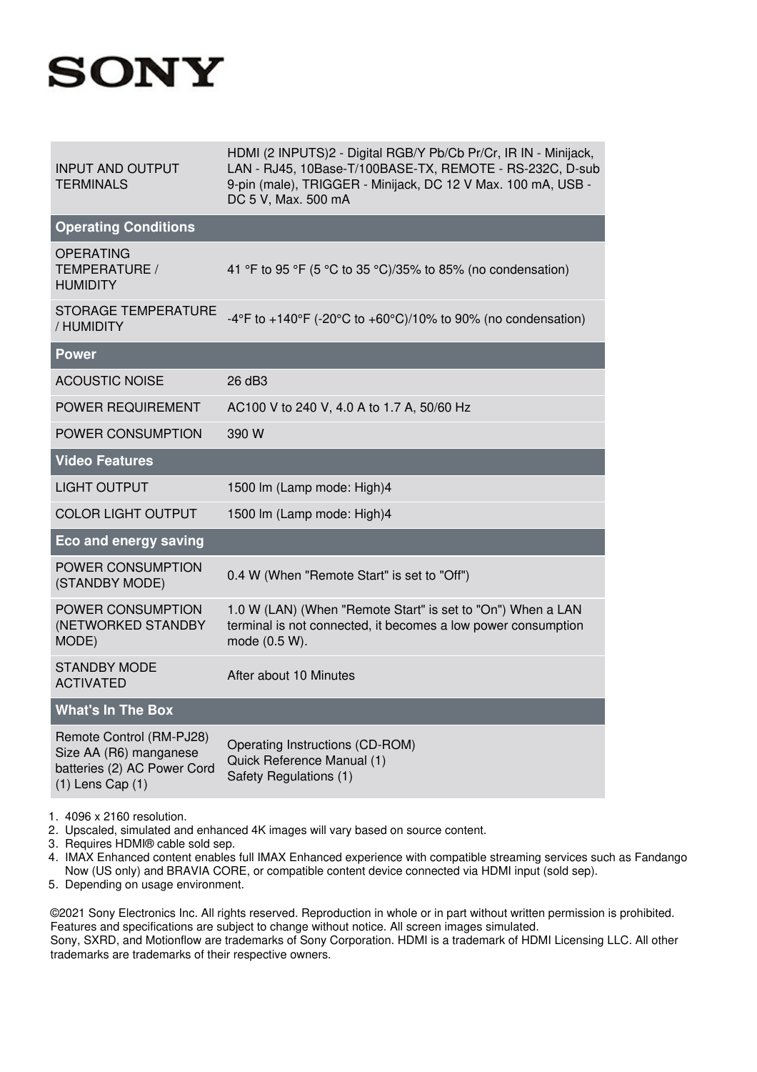SONY

| | |
|---|---|
| INPUT AND OUTPUT TERMINALS | HDMI (2 INPUTS)2 - Digital RGB/Y Pb/Cb Pr/Cr, IR IN - Minijack, LAN - RJ45, 10Base-T/100BASE-TX, REMOTE - RS-232C, D-sub 9-pin (male), TRIGGER - Minijack, DC 12 V Max. 100 mA, USB - DC 5 V, Max. 500 mA |
| **Operating Conditions** | |
| OPERATING TEMPERATURE / HUMIDITY | 41 °F to 95 °F (5 °C to 35 °C)/35% to 85% (no condensation) |
| STORAGE TEMPERATURE / HUMIDITY | -4°F to +140°F (-20°C to +60°C)/10% to 90% (no condensation) |
| **Power** | |
| ACOUSTIC NOISE | 26 dB3 |
| POWER REQUIREMENT | AC100 V to 240 V, 4.0 A to 1.7 A, 50/60 Hz |
| POWER CONSUMPTION | 390 W |
| **Video Features** | |
| LIGHT OUTPUT | 1500 lm (Lamp mode: High)4 |
| COLOR LIGHT OUTPUT | 1500 lm (Lamp mode: High)4 |
| **Eco and energy saving** | |
| POWER CONSUMPTION (STANDBY MODE) | 0.4 W (When "Remote Start" is set to "Off") |
| POWER CONSUMPTION (NETWORKED STANDBY MODE) | 1.0 W (LAN) (When "Remote Start" is set to "On") When a LAN terminal is not connected, it becomes a low power consumption mode (0.5 W). |
| STANDBY MODE ACTIVATED | After about 10 Minutes |
| **What's In The Box** | |
| Remote Control (RM-PJ28) Size AA (R6) manganese batteries (2) AC Power Cord (1) Lens Cap (1) | Operating Instructions (CD-ROM) Quick Reference Manual (1) Safety Regulations (1) |

1. 4096 x 2160 resolution.
2. Upscaled, simulated and enhanced 4K images will vary based on source content.
3. Requires HDMI® cable sold sep.
4. IMAX Enhanced content enables full IMAX Enhanced experience with compatible streaming services such as Fandango Now (US only) and BRAVIA CORE, or compatible content device connected via HDMI input (sold sep).
5. Depending on usage environment.

©2021 Sony Electronics Inc. All rights reserved. Reproduction in whole or in part without written permission is prohibited. Features and specifications are subject to change without notice. All screen images simulated.
Sony, SXRD, and Motionflow are trademarks of Sony Corporation. HDMI is a trademark of HDMI Licensing LLC. All other trademarks are trademarks of their respective owners.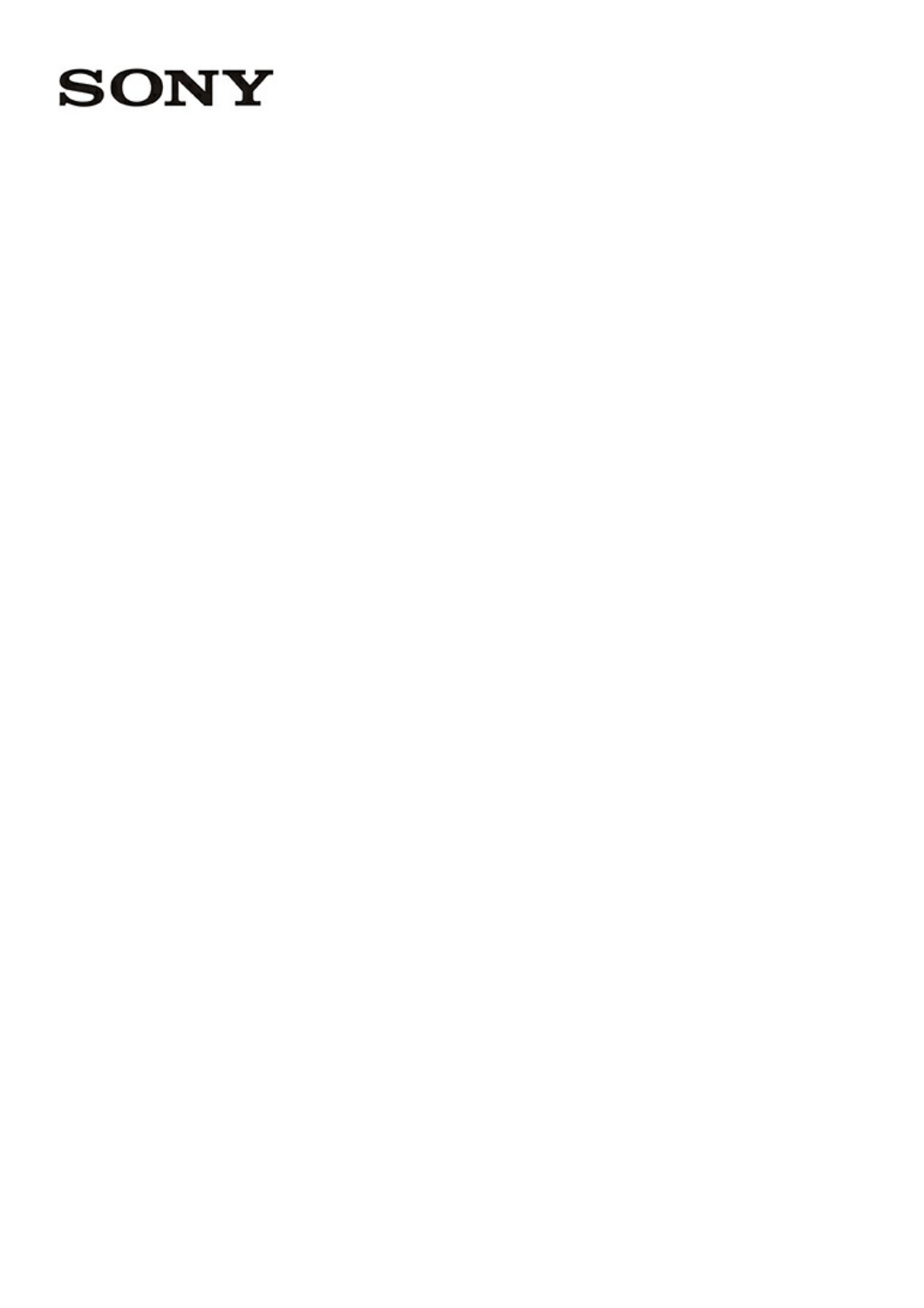SONY